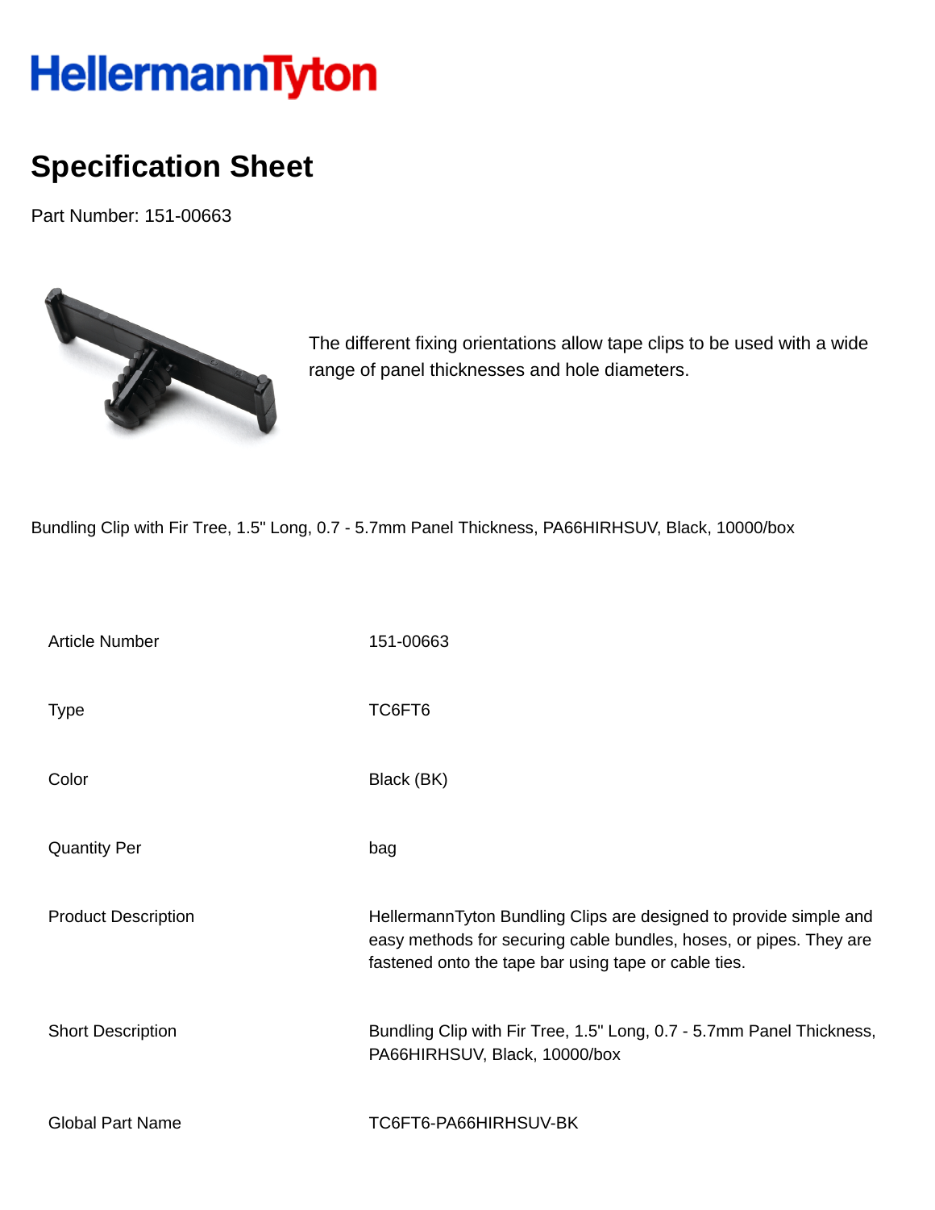HellermannTyton

# Specification Sheet

Part Number: 151-00663

The different fixing orientations allow tape clips to be used with a wide range of panel thicknesses and hole diameters.

Bundling Clip with Fir Tree, 1.5" Long, 0.7 - 5.7mm Panel Thickness, PA66HIRHSUV, Black, 10000/box

| | |
|---|---|
| Article Number | 151-00663 |
| Type | TC6FT6 |
| Color | Black (BK) |
| Quantity Per | bag |
| Product Description | HellermannTyton Bundling Clips are designed to provide simple and easy methods for securing cable bundles, hoses, or pipes. They are fastened onto the tape bar using tape or cable ties. |
| Short Description | Bundling Clip with Fir Tree, 1.5" Long, 0.7 - 5.7mm Panel Thickness, PA66HIRHSUV, Black, 10000/box |
| Global Part Name | TC6FT6-PA66HIRHSUV-BK |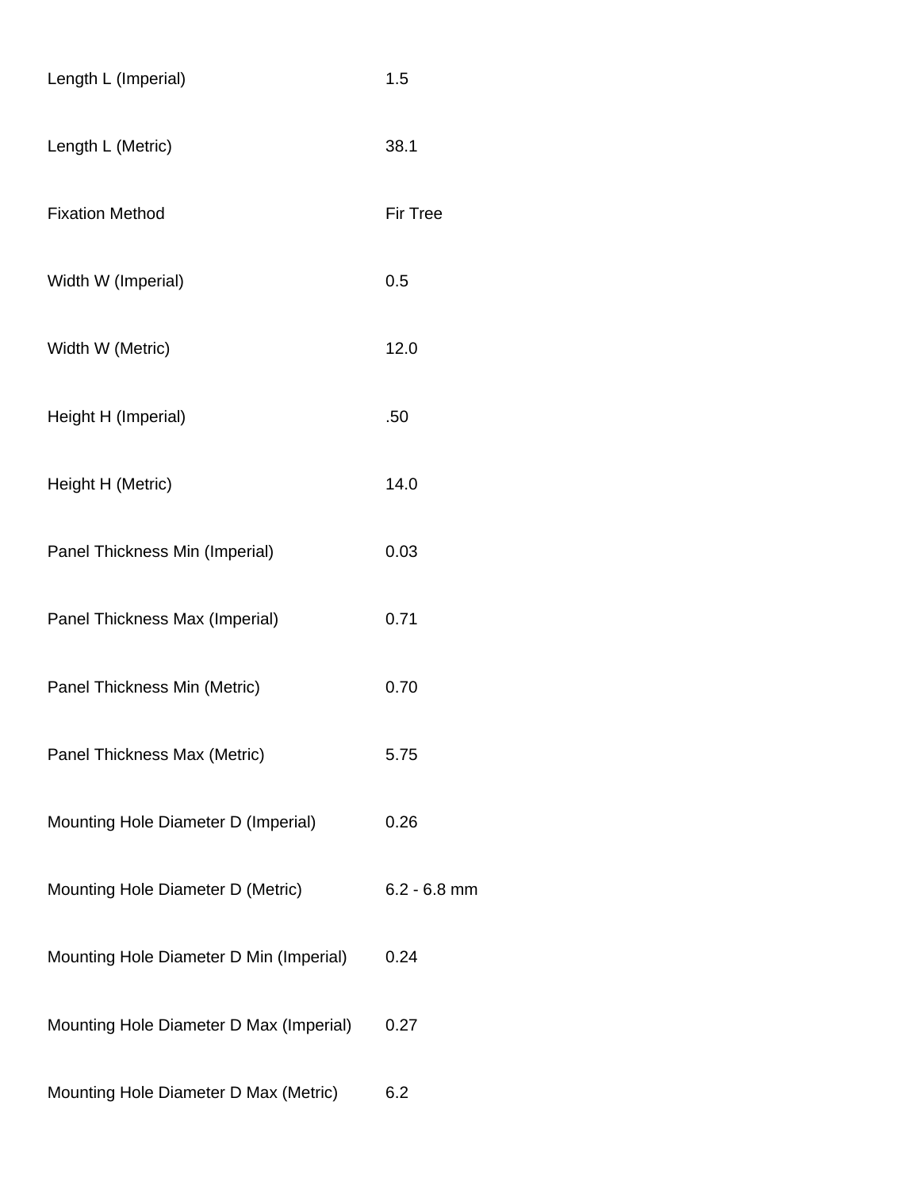| | |
|---|---|
| Length L (Imperial) | 1.5 |
| Length L (Metric) | 38.1 |
| Fixation Method | Fir Tree |
| Width W (Imperial) | 0.5 |
| Width W (Metric) | 12.0 |
| Height H (Imperial) | .50 |
| Height H (Metric) | 14.0 |
| Panel Thickness Min (Imperial) | 0.03 |
| Panel Thickness Max (Imperial) | 0.71 |
| Panel Thickness Min (Metric) | 0.70 |
| Panel Thickness Max (Metric) | 5.75 |
| Mounting Hole Diameter D (Imperial) | 0.26 |
| Mounting Hole Diameter D (Metric) | 6.2 - 6.8 mm |
| Mounting Hole Diameter D Min (Imperial) | 0.24 |
| Mounting Hole Diameter D Max (Imperial) | 0.27 |
| Mounting Hole Diameter D Max (Metric) | 6.2 |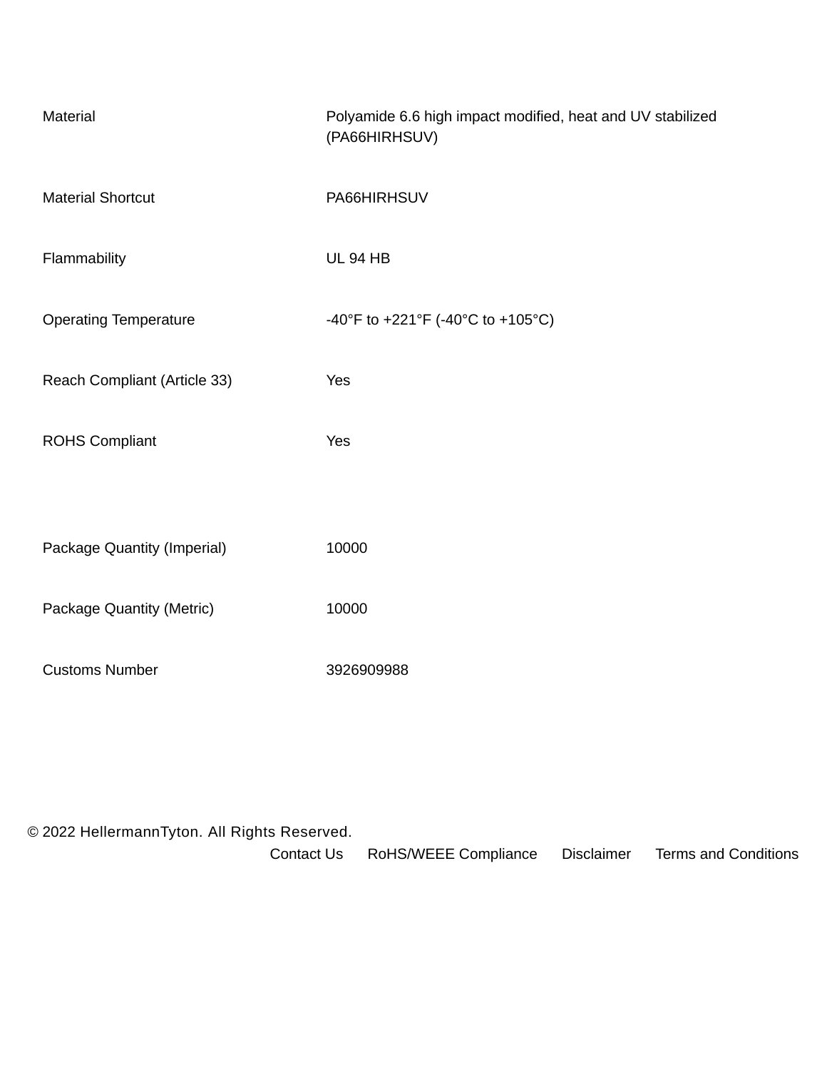| | |
|---|---|
| Material | Polyamide 6.6 high impact modified, heat and UV stabilized (PA66HIRHSUV) |
| Material Shortcut | PA66HIRHSUV |
| Flammability | UL 94 HB |
| Operating Temperature | -40°F to +221°F (-40°C to +105°C) |
| Reach Compliant (Article 33) | Yes |
| ROHS Compliant | Yes |

| | |
|---|---|
| Package Quantity (Imperial) | 10000 |
| Package Quantity (Metric) | 10000 |
| Customs Number | 3926909988 |

© 2022 HellermannTyton. All Rights Reserved.

Contact Us RoHS/WEEE Compliance Disclaimer Terms and Conditions